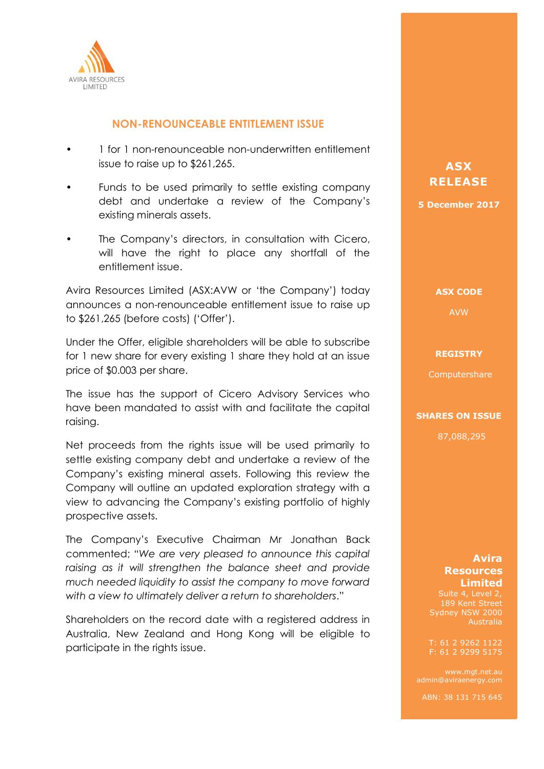AVIRA RESOURCES LIMITED

## NON-RENOUNCEABLE ENTITLEMENT ISSUE

- 1 for 1 non-renounceable non-underwritten entitlement issue to raise up to $261,265.
- Funds to be used primarily to settle existing company debt and undertake a review of the Company's existing minerals assets.
- The Company's directors, in consultation with Cicero, will have the right to place any shortfall of the entitlement issue.

Avira Resources Limited (ASX:AVW or 'the Company') today announces a non-renounceable entitlement issue to raise up to $261,265 (before costs) ('Offer').

Under the Offer, eligible shareholders will be able to subscribe for 1 new share for every existing 1 share they hold at an issue price of $0.003 per share.

The issue has the support of Cicero Advisory Services who have been mandated to assist with and facilitate the capital raising.

Net proceeds from the rights issue will be used primarily to settle existing company debt and undertake a review of the Company's existing mineral assets. Following this review the Company will outline an updated exploration strategy with a view to advancing the Company's existing portfolio of highly prospective assets.

The Company's Executive Chairman Mr Jonathan Back commented; "*We are very pleased to announce this capital raising as it will strengthen the balance sheet and provide much needed liquidity to assist the company to move forward with a view to ultimately deliver a return to shareholders*."

Shareholders on the record date with a registered address in Australia, New Zealand and Hong Kong will be eligible to participate in the rights issue.

**ASX RELEASE**

**5 December 2017**

**ASX CODE**

AVW

**REGISTRY**

Computershare

**SHARES ON ISSUE**

87,088,295

**Avira Resources Limited**
Suite 4, Level 2,
189 Kent Street
Sydney NSW 2000
Australia

T: 61 2 9262 1122
F: 61 2 9299 5175

www.mgt.net.au
admin@aviraenergy.com

ABN: 38 131 715 645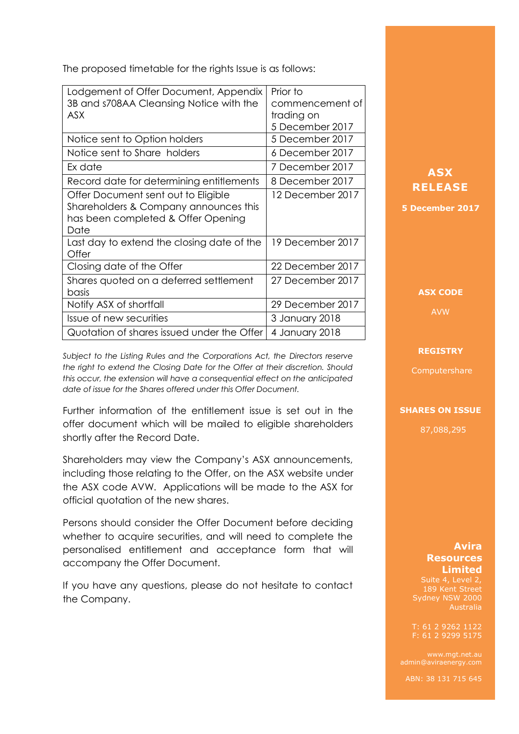The proposed timetable for the rights Issue is as follows:

| | |
|---|---|
| Lodgement of Offer Document, Appendix 3B and s708AA Cleansing Notice with the ASX | Prior to commencement of trading on 5 December 2017 |
| Notice sent to Option holders | 5 December 2017 |
| Notice sent to Share holders | 6 December 2017 |
| Ex date | 7 December 2017 |
| Record date for determining entitlements | 8 December 2017 |
| Offer Document sent out to Eligible Shareholders & Company announces this has been completed & Offer Opening Date | 12 December 2017 |
| Last day to extend the closing date of the Offer | 19 December 2017 |
| Closing date of the Offer | 22 December 2017 |
| Shares quoted on a deferred settlement basis | 27 December 2017 |
| Notify ASX of shortfall | 29 December 2017 |
| Issue of new securities | 3 January 2018 |
| Quotation of shares issued under the Offer | 4 January 2018 |

*Subject to the Listing Rules and the Corporations Act, the Directors reserve the right to extend the Closing Date for the Offer at their discretion. Should this occur, the extension will have a consequential effect on the anticipated date of issue for the Shares offered under this Offer Document.*

Further information of the entitlement issue is set out in the offer document which will be mailed to eligible shareholders shortly after the Record Date.

Shareholders may view the Company's ASX announcements, including those relating to the Offer, on the ASX website under the ASX code AVW. Applications will be made to the ASX for official quotation of the new shares.

Persons should consider the Offer Document before deciding whether to acquire securities, and will need to complete the personalised entitlement and acceptance form that will accompany the Offer Document.

If you have any questions, please do not hesitate to contact the Company.

**ASX RELEASE**

**5 December 2017**

**ASX CODE**

AVW

**REGISTRY**

Computershare

**SHARES ON ISSUE**

87,088,295

**Avira Resources Limited**

Suite 4, Level 2,
189 Kent Street
Sydney NSW 2000
Australia

T: 61 2 9262 1122
F: 61 2 9299 5175

www.mgt.net.au
admin@aviraenergy.com

ABN: 38 131 715 645